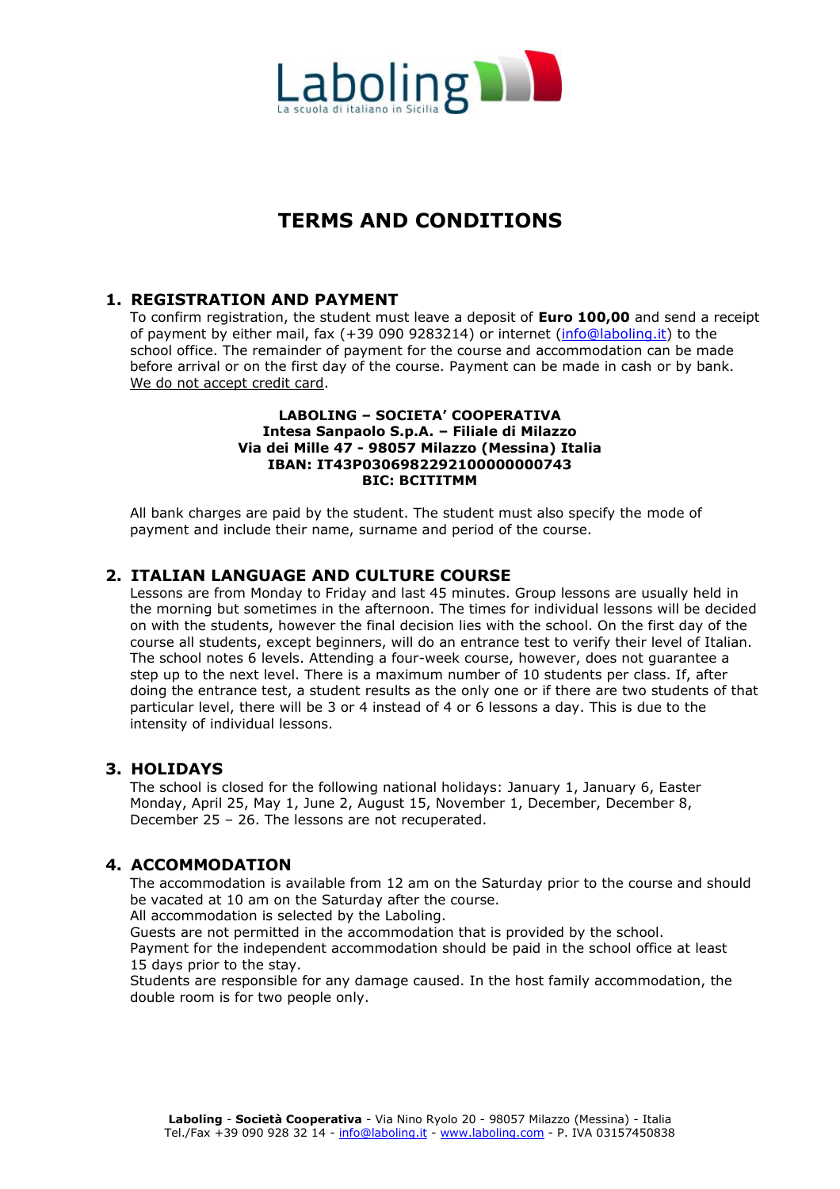Laboling
La scuola di italiano in Sicilia

# TERMS AND CONDITIONS

## 1. REGISTRATION AND PAYMENT

To confirm registration, the student must leave a deposit of **Euro 100,00** and send a receipt of payment by either mail, fax (+39 090 9283214) or internet (info@laboling.it) to the school office. The remainder of payment for the course and accommodation can be made before arrival or on the first day of the course. Payment can be made in cash or by bank. We do not accept credit card.

**LABOLING – SOCIETA' COOPERATIVA**
**Intesa Sanpaolo S.p.A. – Filiale di Milazzo**
**Via dei Mille 47 - 98057 Milazzo (Messina) Italia**
**IBAN: IT43P0306982292100000000743**
**BIC: BCITITMM**

All bank charges are paid by the student. The student must also specify the mode of payment and include their name, surname and period of the course.

## 2. ITALIAN LANGUAGE AND CULTURE COURSE

Lessons are from Monday to Friday and last 45 minutes. Group lessons are usually held in the morning but sometimes in the afternoon. The times for individual lessons will be decided on with the students, however the final decision lies with the school. On the first day of the course all students, except beginners, will do an entrance test to verify their level of Italian. The school notes 6 levels. Attending a four-week course, however, does not guarantee a step up to the next level. There is a maximum number of 10 students per class. If, after doing the entrance test, a student results as the only one or if there are two students of that particular level, there will be 3 or 4 instead of 4 or 6 lessons a day. This is due to the intensity of individual lessons.

## 3. HOLIDAYS

The school is closed for the following national holidays: January 1, January 6, Easter Monday, April 25, May 1, June 2, August 15, November 1, December, December 8, December 25 – 26. The lessons are not recuperated.

## 4. ACCOMMODATION

The accommodation is available from 12 am on the Saturday prior to the course and should be vacated at 10 am on the Saturday after the course.
All accommodation is selected by the Laboling.
Guests are not permitted in the accommodation that is provided by the school.
Payment for the independent accommodation should be paid in the school office at least 15 days prior to the stay.
Students are responsible for any damage caused. In the host family accommodation, the double room is for two people only.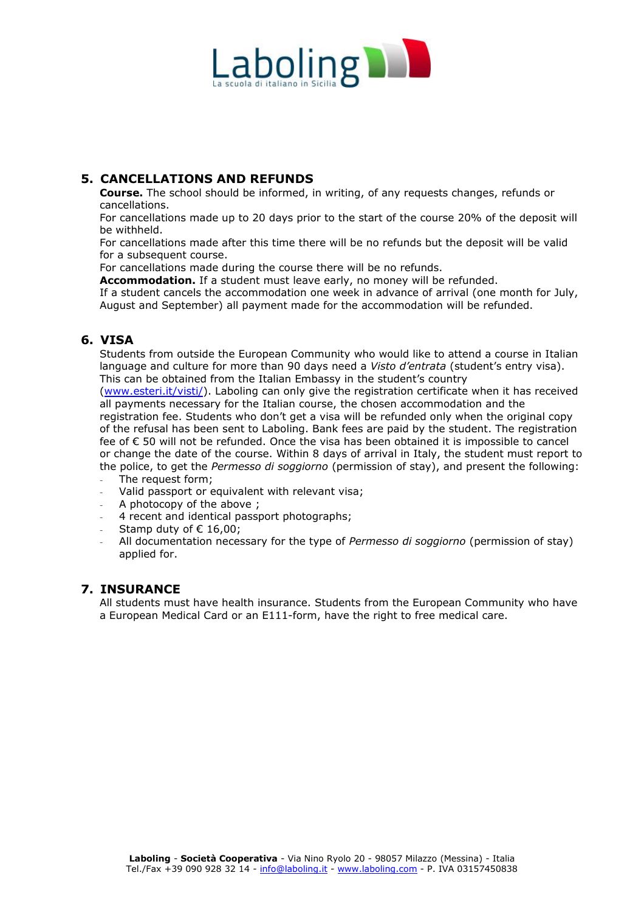## 5. CANCELLATIONS AND REFUNDS

**Course.** The school should be informed, in writing, of any requests changes, refunds or cancellations.

For cancellations made up to 20 days prior to the start of the course 20% of the deposit will be withheld.

For cancellations made after this time there will be no refunds but the deposit will be valid for a subsequent course.

For cancellations made during the course there will be no refunds.

**Accommodation.** If a student must leave early, no money will be refunded.

If a student cancels the accommodation one week in advance of arrival (one month for July, August and September) all payment made for the accommodation will be refunded.

## 6. VISA

Students from outside the European Community who would like to attend a course in Italian language and culture for more than 90 days need a *Visto d'entrata* (student's entry visa). This can be obtained from the Italian Embassy in the student's country (www.esteri.it/visti/). Laboling can only give the registration certificate when it has received all payments necessary for the Italian course, the chosen accommodation and the registration fee. Students who don't get a visa will be refunded only when the original copy of the refusal has been sent to Laboling. Bank fees are paid by the student. The registration fee of € 50 will not be refunded. Once the visa has been obtained it is impossible to cancel or change the date of the course. Within 8 days of arrival in Italy, the student must report to the police, to get the *Permesso di soggiorno* (permission of stay), and present the following:

- The request form;
- Valid passport or equivalent with relevant visa;
- A photocopy of the above ;
- 4 recent and identical passport photographs;
- Stamp duty of € 16,00;
- All documentation necessary for the type of *Permesso di soggiorno* (permission of stay) applied for.

## 7. INSURANCE

All students must have health insurance. Students from the European Community who have a European Medical Card or an E111-form, have the right to free medical care.